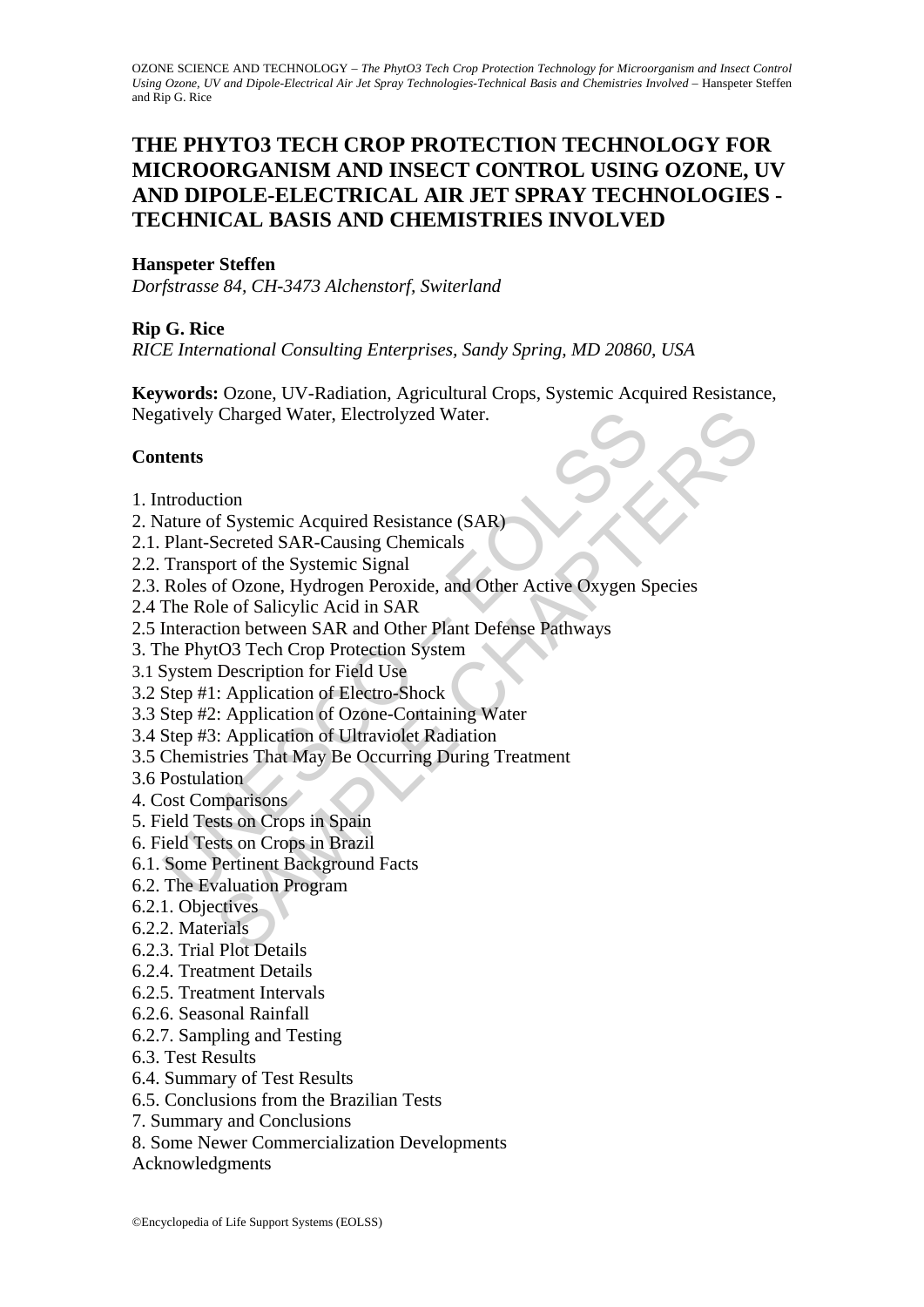# THE PHYTO3 TECH CROP PROTECTION TECHNOLOGY FOR MICROORGANISM AND INSECT CONTROL USING OZONE, UV AND DIPOLE-ELECTRICAL AIR JET SPRAY TECHNOLOGIES - TECHNICAL BASIS AND CHEMISTRIES INVOLVED

**Hanspeter Steffen**

*Dorfstrasse 84, CH-3473 Alchenstorf, Switerland*

**Rip G. Rice**

*RICE International Consulting Enterprises, Sandy Spring, MD 20860, USA*

**Keywords:** Ozone, UV-Radiation, Agricultural Crops, Systemic Acquired Resistance, Negatively Charged Water, Electrolyzed Water.

## Contents

1. Introduction
2. Nature of Systemic Acquired Resistance (SAR)
2.1. Plant-Secreted SAR-Causing Chemicals
2.2. Transport of the Systemic Signal
2.3. Roles of Ozone, Hydrogen Peroxide, and Other Active Oxygen Species
2.4 The Role of Salicylic Acid in SAR
2.5 Interaction between SAR and Other Plant Defense Pathways
3. The PhytO3 Tech Crop Protection System
3.1 System Description for Field Use
3.2 Step #1: Application of Electro-Shock
3.3 Step #2: Application of Ozone-Containing Water
3.4 Step #3: Application of Ultraviolet Radiation
3.5 Chemistries That May Be Occurring During Treatment
3.6 Postulation
4. Cost Comparisons
5. Field Tests on Crops in Spain
6. Field Tests on Crops in Brazil
6.1. Some Pertinent Background Facts
6.2. The Evaluation Program
6.2.1. Objectives
6.2.2. Materials
6.2.3. Trial Plot Details
6.2.4. Treatment Details
6.2.5. Treatment Intervals
6.2.6. Seasonal Rainfall
6.2.7. Sampling and Testing
6.3. Test Results
6.4. Summary of Test Results
6.5. Conclusions from the Brazilian Tests
7. Summary and Conclusions
8. Some Newer Commercialization Developments
Acknowledgments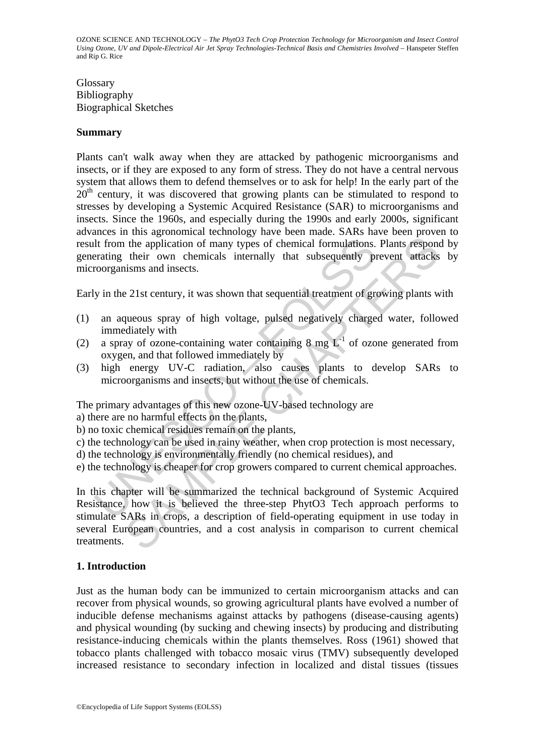Glossary
Bibliography
Biographical Sketches

## Summary

Plants can't walk away when they are attacked by pathogenic microorganisms and insects, or if they are exposed to any form of stress. They do not have a central nervous system that allows them to defend themselves or to ask for help! In the early part of the $20^{th}$ century, it was discovered that growing plants can be stimulated to respond to stresses by developing a Systemic Acquired Resistance (SAR) to microorganisms and insects. Since the 1960s, and especially during the 1990s and early 2000s, significant advances in this agronomical technology have been made. SARs have been proven to result from the application of many types of chemical formulations. Plants respond by generating their own chemicals internally that subsequently prevent attacks by microorganisms and insects.

Early in the 21st century, it was shown that sequential treatment of growing plants with

(1) an aqueous spray of high voltage, pulsed negatively charged water, followed immediately with
(2) a spray of ozone-containing water containing 8 mg $L^{-1}$ of ozone generated from oxygen, and that followed immediately by
(3) high energy UV-C radiation, also causes plants to develop SARs to microorganisms and insects, but without the use of chemicals.

The primary advantages of this new ozone-UV-based technology are
a) there are no harmful effects on the plants,
b) no toxic chemical residues remain on the plants,
c) the technology can be used in rainy weather, when crop protection is most necessary,
d) the technology is environmentally friendly (no chemical residues), and
e) the technology is cheaper for crop growers compared to current chemical approaches.

In this chapter will be summarized the technical background of Systemic Acquired Resistance, how it is believed the three-step PhytO3 Tech approach performs to stimulate SARs in crops, a description of field-operating equipment in use today in several European countries, and a cost analysis in comparison to current chemical treatments.

## 1. Introduction

Just as the human body can be immunized to certain microorganism attacks and can recover from physical wounds, so growing agricultural plants have evolved a number of inducible defense mechanisms against attacks by pathogens (disease-causing agents) and physical wounding (by sucking and chewing insects) by producing and distributing resistance-inducing chemicals within the plants themselves. Ross (1961) showed that tobacco plants challenged with tobacco mosaic virus (TMV) subsequently developed increased resistance to secondary infection in localized and distal tissues (tissues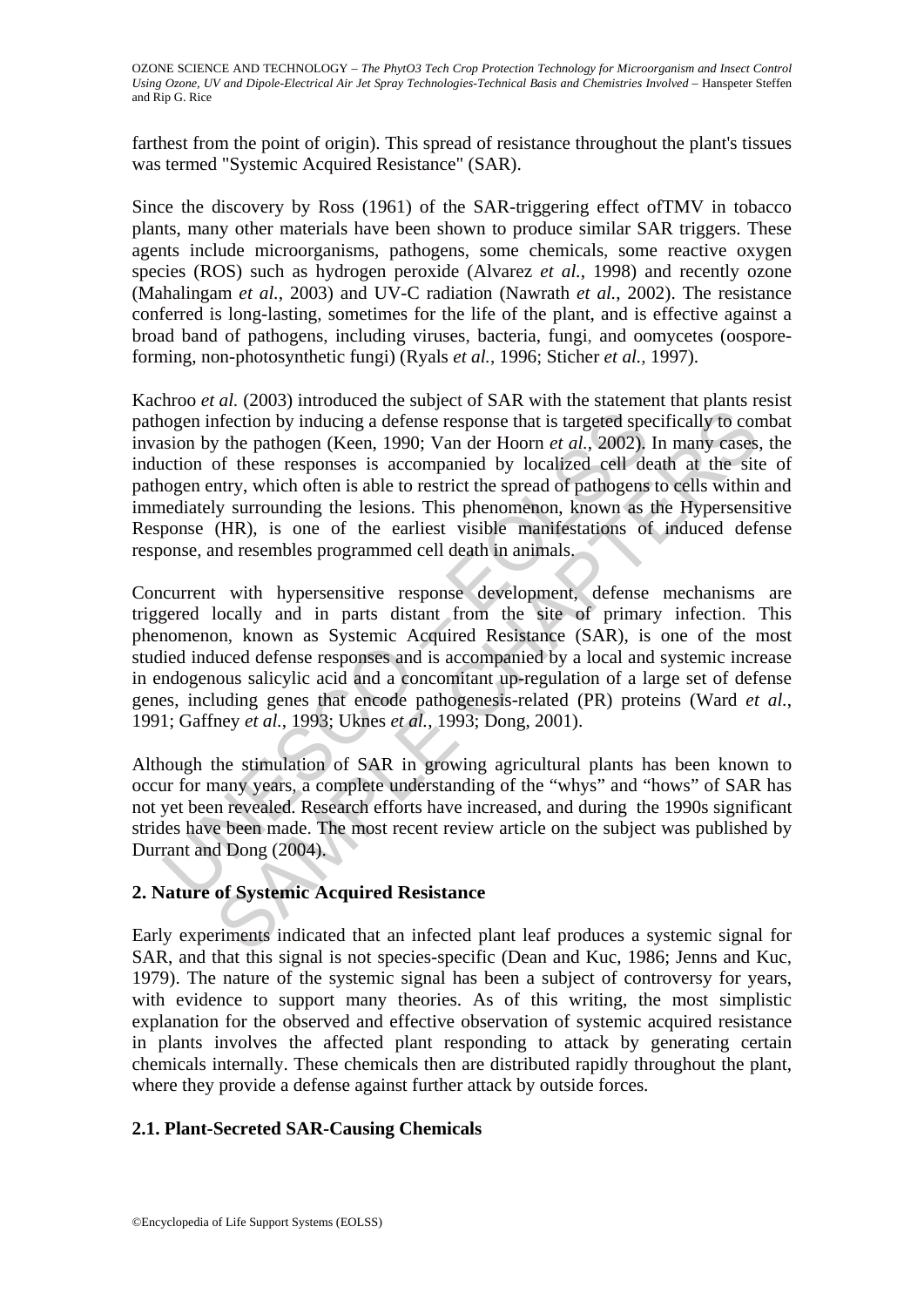farthest from the point of origin). This spread of resistance throughout the plant's tissues was termed "Systemic Acquired Resistance" (SAR).

Since the discovery by Ross (1961) of the SAR-triggering effect ofTMV in tobacco plants, many other materials have been shown to produce similar SAR triggers. These agents include microorganisms, pathogens, some chemicals, some reactive oxygen species (ROS) such as hydrogen peroxide (Alvarez *et al.*, 1998) and recently ozone (Mahalingam *et al.*, 2003) and UV-C radiation (Nawrath *et al.*, 2002). The resistance conferred is long-lasting, sometimes for the life of the plant, and is effective against a broad band of pathogens, including viruses, bacteria, fungi, and oomycetes (oospore-forming, non-photosynthetic fungi) (Ryals *et al.*, 1996; Sticher *et al.*, 1997).

Kachroo *et al.* (2003) introduced the subject of SAR with the statement that plants resist pathogen infection by inducing a defense response that is targeted specifically to combat invasion by the pathogen (Keen, 1990; Van der Hoorn *et al.*, 2002). In many cases, the induction of these responses is accompanied by localized cell death at the site of pathogen entry, which often is able to restrict the spread of pathogens to cells within and immediately surrounding the lesions. This phenomenon, known as the Hypersensitive Response (HR), is one of the earliest visible manifestations of induced defense response, and resembles programmed cell death in animals.

Concurrent with hypersensitive response development, defense mechanisms are triggered locally and in parts distant from the site of primary infection. This phenomenon, known as Systemic Acquired Resistance (SAR), is one of the most studied induced defense responses and is accompanied by a local and systemic increase in endogenous salicylic acid and a concomitant up-regulation of a large set of defense genes, including genes that encode pathogenesis-related (PR) proteins (Ward *et al.*, 1991; Gaffney *et al.*, 1993; Uknes *et al.*, 1993; Dong, 2001).

Although the stimulation of SAR in growing agricultural plants has been known to occur for many years, a complete understanding of the "whys" and "hows" of SAR has not yet been revealed. Research efforts have increased, and during the 1990s significant strides have been made. The most recent review article on the subject was published by Durrant and Dong (2004).

## 2. Nature of Systemic Acquired Resistance

Early experiments indicated that an infected plant leaf produces a systemic signal for SAR, and that this signal is not species-specific (Dean and Kuc, 1986; Jenns and Kuc, 1979). The nature of the systemic signal has been a subject of controversy for years, with evidence to support many theories. As of this writing, the most simplistic explanation for the observed and effective observation of systemic acquired resistance in plants involves the affected plant responding to attack by generating certain chemicals internally. These chemicals then are distributed rapidly throughout the plant, where they provide a defense against further attack by outside forces.

### 2.1. Plant-Secreted SAR-Causing Chemicals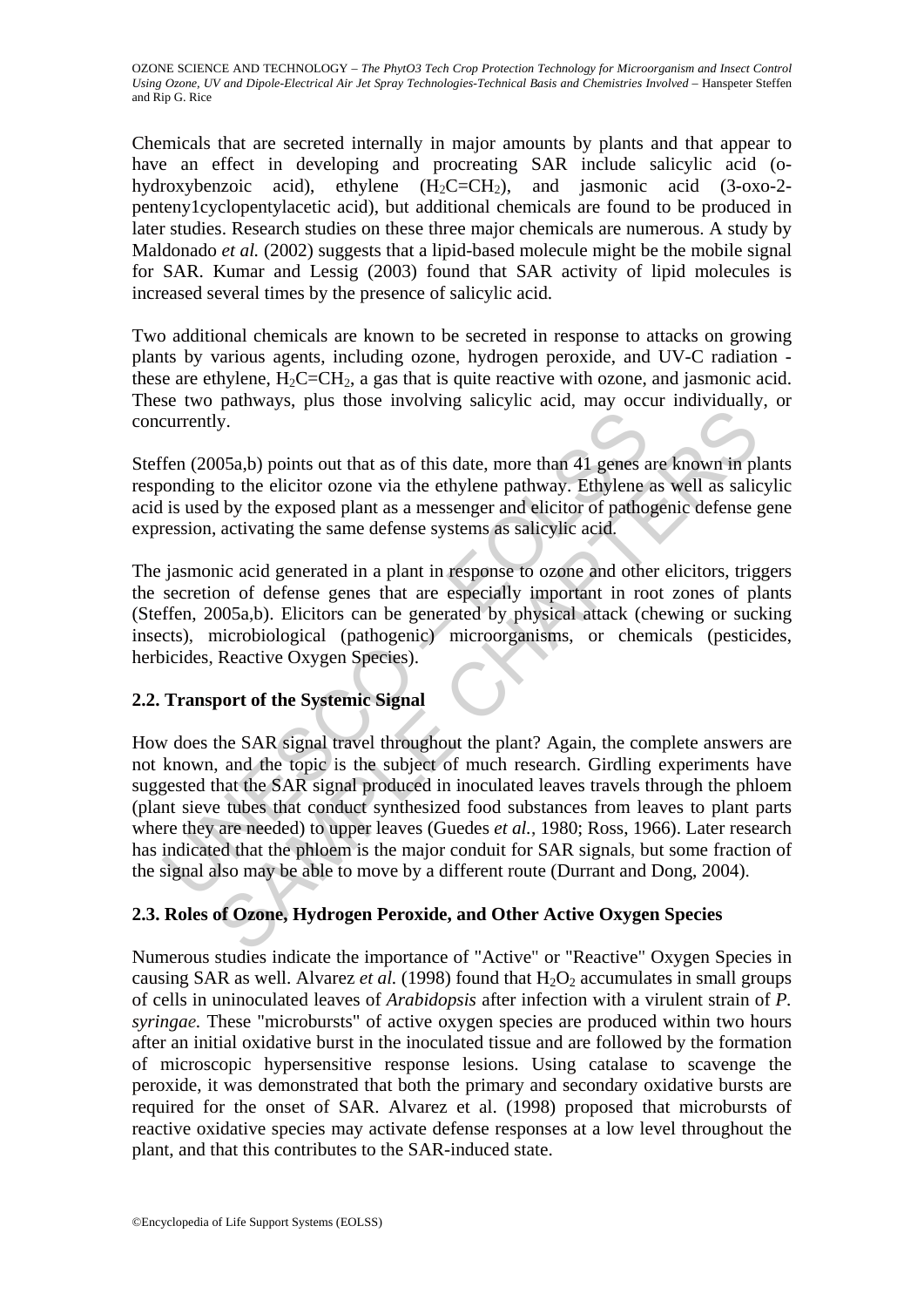Chemicals that are secreted internally in major amounts by plants and that appear to have an effect in developing and procreating SAR include salicylic acid (o-hydroxybenzoic acid), ethylene ($H_2C=CH_2$), and jasmonic acid (3-oxo-2-penteny1cyclopentylacetic acid), but additional chemicals are found to be produced in later studies. Research studies on these three major chemicals are numerous. A study by Maldonado *et al.* (2002) suggests that a lipid-based molecule might be the mobile signal for SAR. Kumar and Lessig (2003) found that SAR activity of lipid molecules is increased several times by the presence of salicylic acid.

Two additional chemicals are known to be secreted in response to attacks on growing plants by various agents, including ozone, hydrogen peroxide, and UV-C radiation - these are ethylene, $H_2C=CH_2$, a gas that is quite reactive with ozone, and jasmonic acid. These two pathways, plus those involving salicylic acid, may occur individually, or concurrently.

Steffen (2005a,b) points out that as of this date, more than 41 genes are known in plants responding to the elicitor ozone via the ethylene pathway. Ethylene as well as salicylic acid is used by the exposed plant as a messenger and elicitor of pathogenic defense gene expression, activating the same defense systems as salicylic acid.

The jasmonic acid generated in a plant in response to ozone and other elicitors, triggers the secretion of defense genes that are especially important in root zones of plants (Steffen, 2005a,b). Elicitors can be generated by physical attack (chewing or sucking insects), microbiological (pathogenic) microorganisms, or chemicals (pesticides, herbicides, Reactive Oxygen Species).

## 2.2. Transport of the Systemic Signal

How does the SAR signal travel throughout the plant? Again, the complete answers are not known, and the topic is the subject of much research. Girdling experiments have suggested that the SAR signal produced in inoculated leaves travels through the phloem (plant sieve tubes that conduct synthesized food substances from leaves to plant parts where they are needed) to upper leaves (Guedes *et al.*, 1980; Ross, 1966). Later research has indicated that the phloem is the major conduit for SAR signals, but some fraction of the signal also may be able to move by a different route (Durrant and Dong, 2004).

## 2.3. Roles of Ozone, Hydrogen Peroxide, and Other Active Oxygen Species

Numerous studies indicate the importance of "Active" or "Reactive" Oxygen Species in causing SAR as well. Alvarez *et al.* (1998) found that $H_2O_2$ accumulates in small groups of cells in uninoculated leaves of *Arabidopsis* after infection with a virulent strain of *P. syringae*. These "microbursts" of active oxygen species are produced within two hours after an initial oxidative burst in the inoculated tissue and are followed by the formation of microscopic hypersensitive response lesions. Using catalase to scavenge the peroxide, it was demonstrated that both the primary and secondary oxidative bursts are required for the onset of SAR. Alvarez et al. (1998) proposed that microbursts of reactive oxidative species may activate defense responses at a low level throughout the plant, and that this contributes to the SAR-induced state.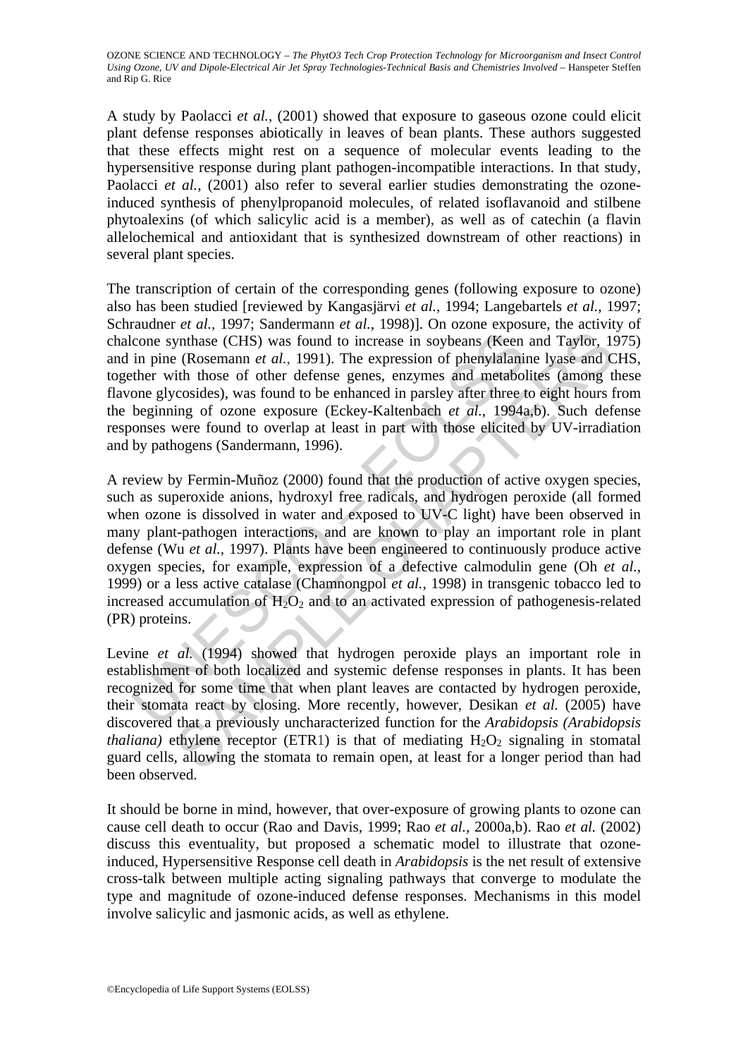A study by Paolacci *et al.*, (2001) showed that exposure to gaseous ozone could elicit plant defense responses abiotically in leaves of bean plants. These authors suggested that these effects might rest on a sequence of molecular events leading to the hypersensitive response during plant pathogen-incompatible interactions. In that study, Paolacci *et al.*, (2001) also refer to several earlier studies demonstrating the ozone-induced synthesis of phenylpropanoid molecules, of related isoflavanoid and stilbene phytoalexins (of which salicylic acid is a member), as well as of catechin (a flavin allelochemical and antioxidant that is synthesized downstream of other reactions) in several plant species.

The transcription of certain of the corresponding genes (following exposure to ozone) also has been studied [reviewed by Kangasjärvi *et al.*, 1994; Langebartels *et al.*, 1997; Schraudner *et al.*, 1997; Sandermann *et al.*, 1998)]. On ozone exposure, the activity of chalcone synthase (CHS) was found to increase in soybeans (Keen and Taylor, 1975) and in pine (Rosemann *et al.*, 1991). The expression of phenylalanine lyase and CHS, together with those of other defense genes, enzymes and metabolites (among these flavone glycosides), was found to be enhanced in parsley after three to eight hours from the beginning of ozone exposure (Eckey-Kaltenbach *et al.*, 1994a,b). Such defense responses were found to overlap at least in part with those elicited by UV-irradiation and by pathogens (Sandermann, 1996).

A review by Fermin-Muñoz (2000) found that the production of active oxygen species, such as superoxide anions, hydroxyl free radicals, and hydrogen peroxide (all formed when ozone is dissolved in water and exposed to UV-C light) have been observed in many plant-pathogen interactions, and are known to play an important role in plant defense (Wu *et al.*, 1997). Plants have been engineered to continuously produce active oxygen species, for example, expression of a defective calmodulin gene (Oh *et al.*, 1999) or a less active catalase (Chamnongpol *et al.*, 1998) in transgenic tobacco led to increased accumulation of $H_2O_2$ and to an activated expression of pathogenesis-related (PR) proteins.

Levine *et al.* (1994) showed that hydrogen peroxide plays an important role in establishment of both localized and systemic defense responses in plants. It has been recognized for some time that when plant leaves are contacted by hydrogen peroxide, their stomata react by closing. More recently, however, Desikan *et al.* (2005) have discovered that a previously uncharacterized function for the *Arabidopsis (Arabidopsis thaliana)* ethylene receptor (ETR1) is that of mediating $H_2O_2$ signaling in stomatal guard cells, allowing the stomata to remain open, at least for a longer period than had been observed.

It should be borne in mind, however, that over-exposure of growing plants to ozone can cause cell death to occur (Rao and Davis, 1999; Rao *et al.*, 2000a,b). Rao *et al.* (2002) discuss this eventuality, but proposed a schematic model to illustrate that ozone-induced, Hypersensitive Response cell death in *Arabidopsis* is the net result of extensive cross-talk between multiple acting signaling pathways that converge to modulate the type and magnitude of ozone-induced defense responses. Mechanisms in this model involve salicylic and jasmonic acids, as well as ethylene.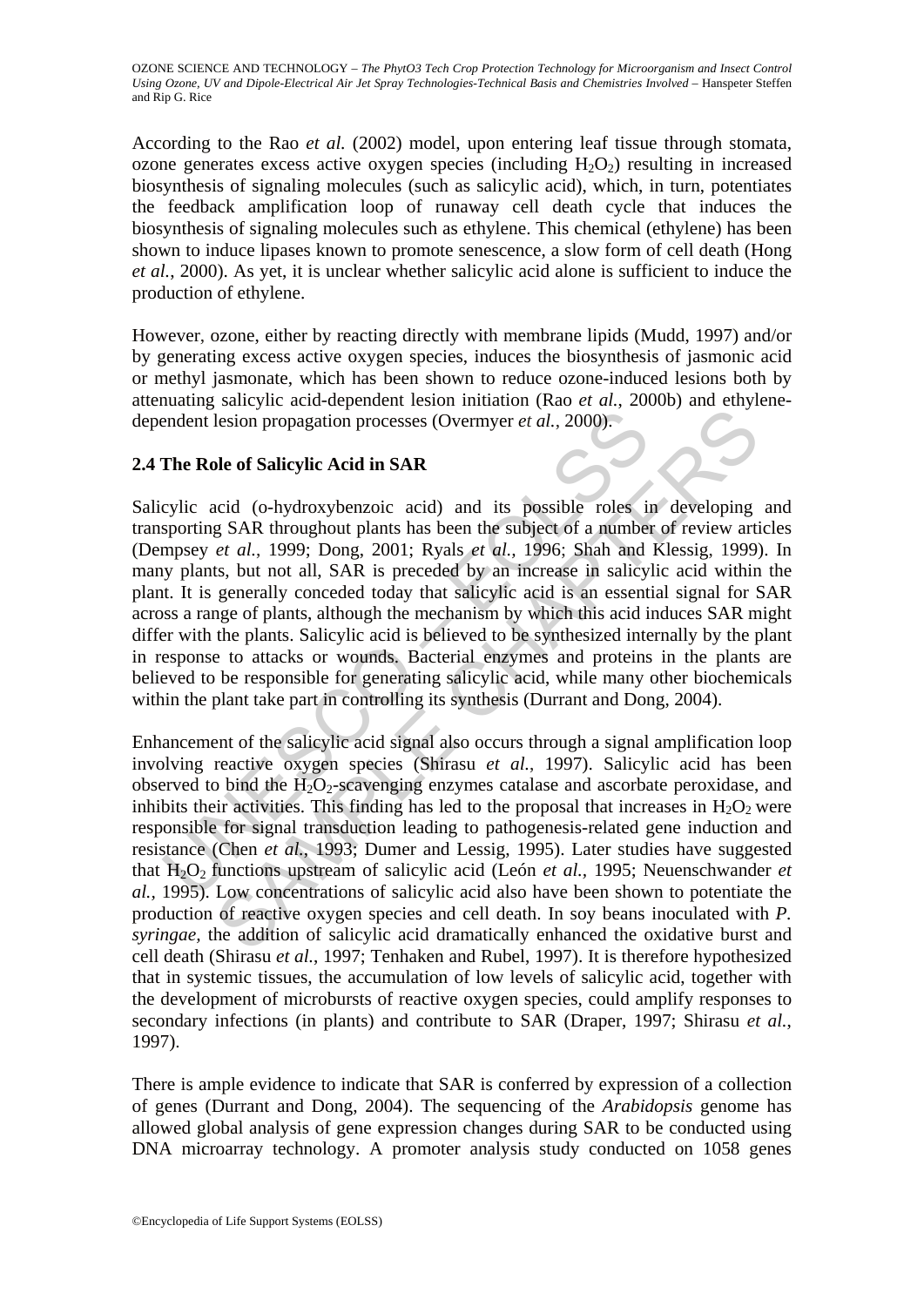According to the Rao *et al.* (2002) model, upon entering leaf tissue through stomata, ozone generates excess active oxygen species (including $H_2O_2$) resulting in increased biosynthesis of signaling molecules (such as salicylic acid), which, in turn, potentiates the feedback amplification loop of runaway cell death cycle that induces the biosynthesis of signaling molecules such as ethylene. This chemical (ethylene) has been shown to induce lipases known to promote senescence, a slow form of cell death (Hong *et al.*, 2000). As yet, it is unclear whether salicylic acid alone is sufficient to induce the production of ethylene.

However, ozone, either by reacting directly with membrane lipids (Mudd, 1997) and/or by generating excess active oxygen species, induces the biosynthesis of jasmonic acid or methyl jasmonate, which has been shown to reduce ozone-induced lesions both by attenuating salicylic acid-dependent lesion initiation (Rao *et al.*, 2000b) and ethylene-dependent lesion propagation processes (Overmyer *et al.*, 2000).

## 2.4 The Role of Salicylic Acid in SAR

Salicylic acid (o-hydroxybenzoic acid) and its possible roles in developing and transporting SAR throughout plants has been the subject of a number of review articles (Dempsey *et al.*, 1999; Dong, 2001; Ryals *et al.*, 1996; Shah and Klessig, 1999). In many plants, but not all, SAR is preceded by an increase in salicylic acid within the plant. It is generally conceded today that salicylic acid is an essential signal for SAR across a range of plants, although the mechanism by which this acid induces SAR might differ with the plants. Salicylic acid is believed to be synthesized internally by the plant in response to attacks or wounds. Bacterial enzymes and proteins in the plants are believed to be responsible for generating salicylic acid, while many other biochemicals within the plant take part in controlling its synthesis (Durrant and Dong, 2004).

Enhancement of the salicylic acid signal also occurs through a signal amplification loop involving reactive oxygen species (Shirasu *et al.*, 1997). Salicylic acid has been observed to bind the $H_2O_2$-scavenging enzymes catalase and ascorbate peroxidase, and inhibits their activities. This finding has led to the proposal that increases in $H_2O_2$ were responsible for signal transduction leading to pathogenesis-related gene induction and resistance (Chen *et al.*, 1993; Dumer and Lessig, 1995). Later studies have suggested that $H_2O_2$ functions upstream of salicylic acid (León *et al.*, 1995; Neuenschwander *et al.*, 1995). Low concentrations of salicylic acid also have been shown to potentiate the production of reactive oxygen species and cell death. In soy beans inoculated with *P. syringae*, the addition of salicylic acid dramatically enhanced the oxidative burst and cell death (Shirasu *et al.*, 1997; Tenhaken and Rubel, 1997). It is therefore hypothesized that in systemic tissues, the accumulation of low levels of salicylic acid, together with the development of microbursts of reactive oxygen species, could amplify responses to secondary infections (in plants) and contribute to SAR (Draper, 1997; Shirasu *et al.*, 1997).

There is ample evidence to indicate that SAR is conferred by expression of a collection of genes (Durrant and Dong, 2004). The sequencing of the *Arabidopsis* genome has allowed global analysis of gene expression changes during SAR to be conducted using DNA microarray technology. A promoter analysis study conducted on 1058 genes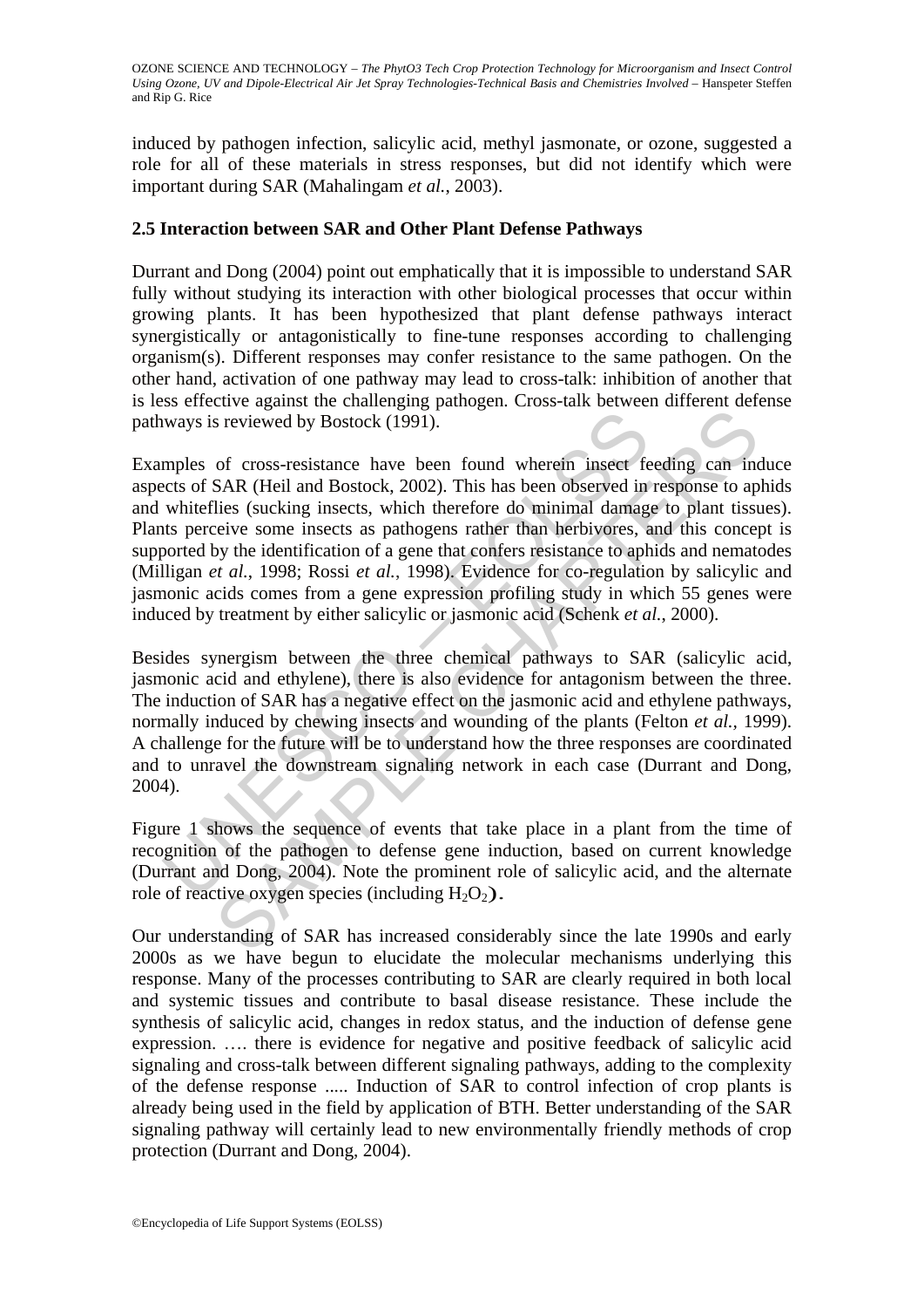induced by pathogen infection, salicylic acid, methyl jasmonate, or ozone, suggested a role for all of these materials in stress responses, but did not identify which were important during SAR (Mahalingam *et al.*, 2003).

### 2.5 Interaction between SAR and Other Plant Defense Pathways

Durrant and Dong (2004) point out emphatically that it is impossible to understand SAR fully without studying its interaction with other biological processes that occur within growing plants. It has been hypothesized that plant defense pathways interact synergistically or antagonistically to fine-tune responses according to challenging organism(s). Different responses may confer resistance to the same pathogen. On the other hand, activation of one pathway may lead to cross-talk: inhibition of another that is less effective against the challenging pathogen. Cross-talk between different defense pathways is reviewed by Bostock (1991).

Examples of cross-resistance have been found wherein insect feeding can induce aspects of SAR (Heil and Bostock, 2002). This has been observed in response to aphids and whiteflies (sucking insects, which therefore do minimal damage to plant tissues). Plants perceive some insects as pathogens rather than herbivores, and this concept is supported by the identification of a gene that confers resistance to aphids and nematodes (Milligan *et al.*, 1998; Rossi *et al.*, 1998). Evidence for co-regulation by salicylic and jasmonic acids comes from a gene expression profiling study in which 55 genes were induced by treatment by either salicylic or jasmonic acid (Schenk *et al.*, 2000).

Besides synergism between the three chemical pathways to SAR (salicylic acid, jasmonic acid and ethylene), there is also evidence for antagonism between the three. The induction of SAR has a negative effect on the jasmonic acid and ethylene pathways, normally induced by chewing insects and wounding of the plants (Felton *et al.,* 1999). A challenge for the future will be to understand how the three responses are coordinated and to unravel the downstream signaling network in each case (Durrant and Dong, 2004).

Figure 1 shows the sequence of events that take place in a plant from the time of recognition of the pathogen to defense gene induction, based on current knowledge (Durrant and Dong, 2004). Note the prominent role of salicylic acid, and the alternate role of reactive oxygen species (including $H_2O_2$).

Our understanding of SAR has increased considerably since the late 1990s and early 2000s as we have begun to elucidate the molecular mechanisms underlying this response. Many of the processes contributing to SAR are clearly required in both local and systemic tissues and contribute to basal disease resistance. These include the synthesis of salicylic acid, changes in redox status, and the induction of defense gene expression. …. there is evidence for negative and positive feedback of salicylic acid signaling and cross-talk between different signaling pathways, adding to the complexity of the defense response ..... Induction of SAR to control infection of crop plants is already being used in the field by application of BTH. Better understanding of the SAR signaling pathway will certainly lead to new environmentally friendly methods of crop protection (Durrant and Dong, 2004).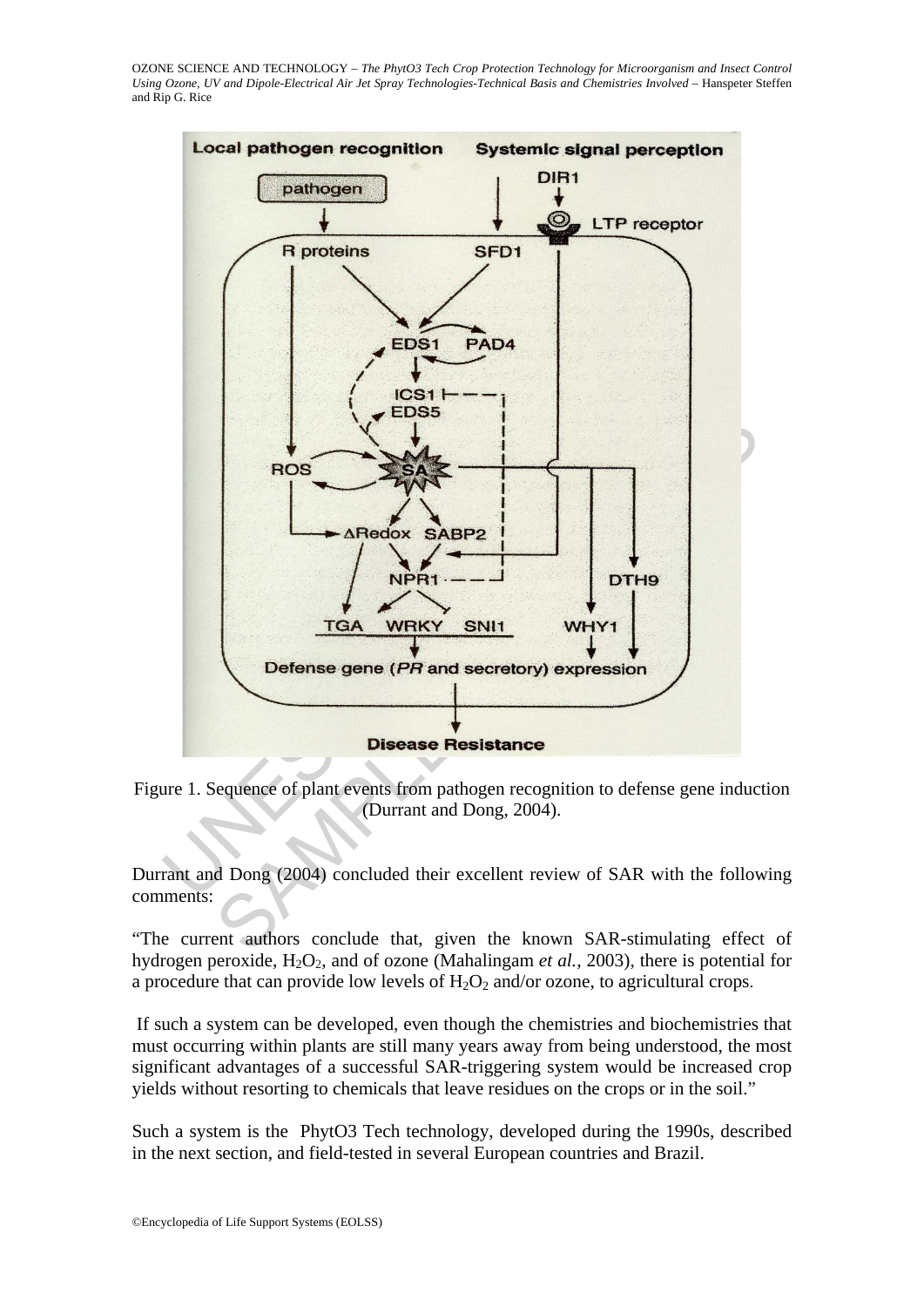Figure 1. Sequence of plant events from pathogen recognition to defense gene induction (Durrant and Dong, 2004).

Durrant and Dong (2004) concluded their excellent review of SAR with the following comments:

"The current authors conclude that, given the known SAR-stimulating effect of hydrogen peroxide, $H_2O_2$, and of ozone (Mahalingam *et al.*, 2003), there is potential for a procedure that can provide low levels of $H_2O_2$ and/or ozone, to agricultural crops.

If such a system can be developed, even though the chemistries and biochemistries that must occurring within plants are still many years away from being understood, the most significant advantages of a successful SAR-triggering system would be increased crop yields without resorting to chemicals that leave residues on the crops or in the soil."

Such a system is the PhytO3 Tech technology, developed during the 1990s, described in the next section, and field-tested in several European countries and Brazil.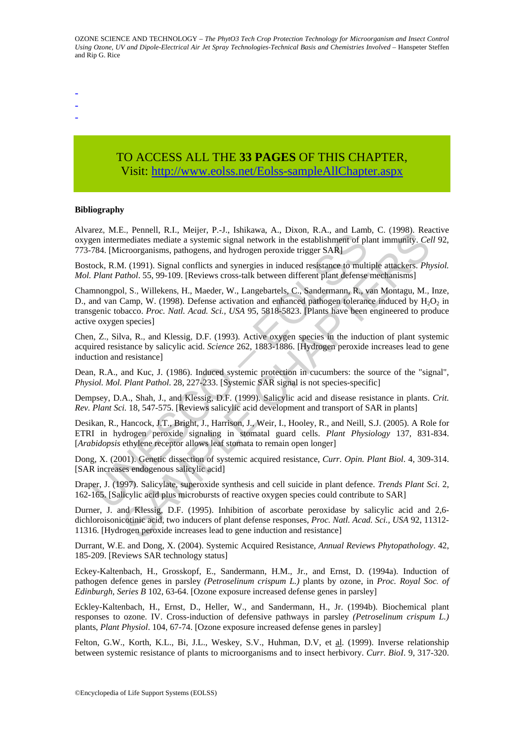-
-
-

TO ACCESS ALL THE **33 PAGES** OF THIS CHAPTER,
Visit: http://www.eolss.net/Eolss-sampleAllChapter.aspx

**Bibliography**

Alvarez, M.E., Pennell, R.I., Meijer, P.-J., Ishikawa, A., Dixon, R.A., and Lamb, C. (1998). Reactive oxygen intermediates mediate a systemic signal network in the establishment of plant immunity. *Cell* 92, 773-784. [Microorganisms, pathogens, and hydrogen peroxide trigger SAR]

Bostock, R.M. (1991). Signal conflicts and synergies in induced resistance to multiple attackers. *Physiol. Mol. Plant Pathol*. 55, 99-109. [Reviews cross-talk between different plant defense mechanisms]

Chamnongpol, S., Willekens, H., Maeder, W., Langebartels, C., Sandermann, R., van Montagu, M., Inze, D., and van Camp, W. (1998). Defense activation and enhanced pathogen tolerance induced by $H_2O_2$ in transgenic tobacco. *Proc. Natl. Acad. Sci., USA* 95, 5818-5823. [Plants have been engineered to produce active oxygen species]

Chen, Z., Silva, R., and Klessig, D.F. (1993). Active oxygen species in the induction of plant systemic acquired resistance by salicylic acid. *Science* 262, 1883-1886. [Hydrogen peroxide increases lead to gene induction and resistance]

Dean, R.A., and Kuc, J. (1986). Induced systemic protection in cucumbers: the source of the "signal", *Physiol. Mol. Plant Pathol*. 28, 227-233. [Systemic SAR signal is not species-specific]

Dempsey, D.A., Shah, J., and Klessig, D.F. (1999). Salicylic acid and disease resistance in plants. *Crit. Rev. Plant Sci.* 18, 547-575. [Reviews salicylic acid development and transport of SAR in plants]

Desikan, R., Hancock, J.T., Bright, J., Harrison, J., Weir, I., Hooley, R., and Neill, S.J. (2005). A Role for ETRI in hydrogen peroxide signaling in stomatal guard cells. *Plant Physiology* 137, 831-834. [*Arabidopsis* ethylene receptor allows leaf stomata to remain open longer]

Dong, X. (2001). Genetic dissection of systemic acquired resistance, *Curr. Opin. Plant Biol*. 4, 309-314. [SAR increases endogenous salicylic acid]

Draper, J. (1997). Salicylate, superoxide synthesis and cell suicide in plant defence. *Trends Plant Sci*. 2, 162-165. [Salicylic acid plus microbursts of reactive oxygen species could contribute to SAR]

Durner, J. and Klessig, D.F. (1995). Inhibition of ascorbate peroxidase by salicylic acid and 2,6-dichloroisonicotinic acid, two inducers of plant defense responses, *Proc. Natl. Acad. Sci., USA* 92, 11312-11316. [Hydrogen peroxide increases lead to gene induction and resistance]

Durrant, W.E. and Dong, X. (2004). Systemic Acquired Resistance, *Annual Reviews Phytopathology*. 42, 185-209. [Reviews SAR technology status]

Eckey-Kaltenbach, H., Grosskopf, E., Sandermann, H.M., Jr., and Ernst, D. (1994a). Induction of pathogen defence genes in parsley *(Petroselinum crispum L.)* plants by ozone, in *Proc. Royal Soc. of Edinburgh, Series B* 102, 63-64. [Ozone exposure increased defense genes in parsley]

Eckley-Kaltenbach, H., Ernst, D., Heller, W., and Sandermann, H., Jr. (1994b). Biochemical plant responses to ozone. IV. Cross-induction of defensive pathways in parsley *(Petroselinum crispum L.)* plants, *Plant Physiol*. 104, 67-74. [Ozone exposure increased defense genes in parsley]

Felton, G.W., Korth, K.L., Bi, J.L., Weskey, S.V., Huhman, D.V, et al. (1999). Inverse relationship between systemic resistance of plants to microorganisms and to insect herbivory. *Curr. BioI*. 9, 317-320.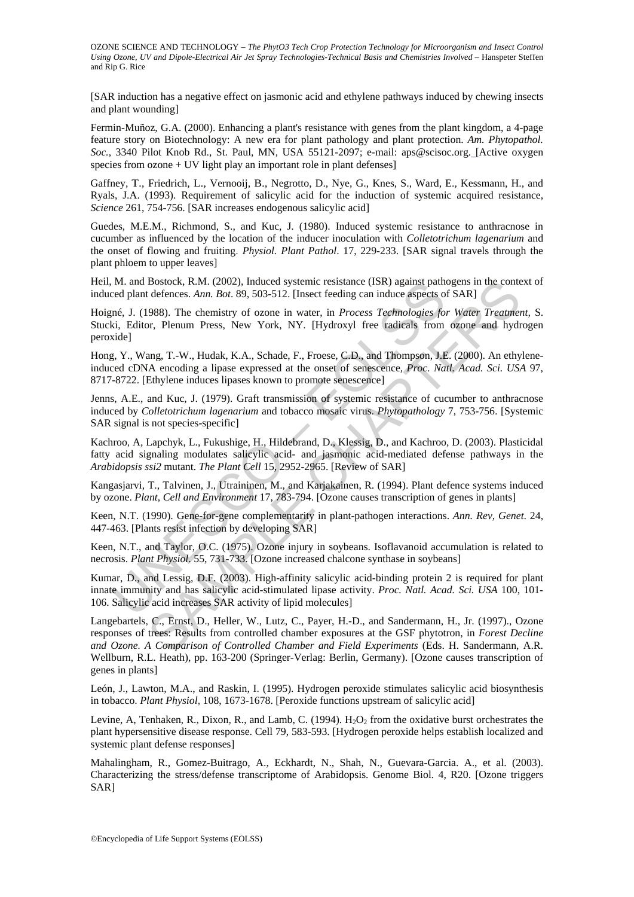[SAR induction has a negative effect on jasmonic acid and ethylene pathways induced by chewing insects and plant wounding]

Fermin-Muñoz, G.A. (2000). Enhancing a plant's resistance with genes from the plant kingdom, a 4-page feature story on Biotechnology: A new era for plant pathology and plant protection. *Am. Phytopathol. Soc.*, 3340 Pilot Knob Rd., St. Paul, MN, USA 55121-2097; e-mail: aps@scisoc.org. [Active oxygen species from ozone + UV light play an important role in plant defenses]

Gaffney, T., Friedrich, L., Vernooij, B., Negrotto, D., Nye, G., Knes, S., Ward, E., Kessmann, H., and Ryals, J.A. (1993). Requirement of salicylic acid for the induction of systemic acquired resistance, *Science* 261, 754-756. [SAR increases endogenous salicylic acid]

Guedes, M.E.M., Richmond, S., and Kuc, J. (1980). Induced systemic resistance to anthracnose in cucumber as influenced by the location of the inducer inoculation with *Colletotrichum lagenarium* and the onset of flowing and fruiting. *Physiol. Plant Pathol*. 17, 229-233. [SAR signal travels through the plant phloem to upper leaves]

Heil, M. and Bostock, R.M. (2002), Induced systemic resistance (ISR) against pathogens in the context of induced plant defences. *Ann. Bot*. 89, 503-512. [Insect feeding can induce aspects of SAR]

Hoigné, J. (1988). The chemistry of ozone in water, in *Process Technologies for Water Treatment*, S. Stucki, Editor, Plenum Press, New York, NY. [Hydroxyl free radicals from ozone and hydrogen peroxide]

Hong, Y., Wang, T.-W., Hudak, K.A., Schade, F., Froese, C.D., and Thompson, J.E. (2000). An ethylene-induced cDNA encoding a lipase expressed at the onset of senescence, *Proc. Natl. Acad. Sci. USA* 97, 8717-8722. [Ethylene induces lipases known to promote senescence]

Jenns, A.E., and Kuc, J. (1979). Graft transmission of systemic resistance of cucumber to anthracnose induced by *Colletotrichum lagenarium* and tobacco mosaic virus. *Phytopathology* 7, 753-756. [Systemic SAR signal is not species-specific]

Kachroo, A, Lapchyk, L., Fukushige, H., Hildebrand, D., Klessig, D., and Kachroo, D. (2003). Plasticidal fatty acid signaling modulates salicylic acid- and jasmonic acid-mediated defense pathways in the *Arabidopsis ssi2* mutant. *The Plant Cell* 15, 2952-2965. [Review of SAR]

Kangasjarvi, T., Talvinen, J., Utraininen, M., and Karjakainen, R. (1994). Plant defence systems induced by ozone. *Plant, Cell and Environment* 17, 783-794. [Ozone causes transcription of genes in plants]

Keen, N.T. (1990). Gene-for-gene complementarity in plant-pathogen interactions. *Ann. Rev, Genet*. 24, 447-463. [Plants resist infection by developing SAR]

Keen, N.T., and Taylor, O.C. (1975). Ozone injury in soybeans. Isoflavanoid accumulation is related to necrosis. *Plant Physiol*. 55, 731-733. [Ozone increased chalcone synthase in soybeans]

Kumar, D., and Lessig, D.F. (2003). High-affinity salicylic acid-binding protein 2 is required for plant innate immunity and has salicylic acid-stimulated lipase activity. *Proc. Natl. Acad. Sci. USA* 100, 101-106. Salicylic acid increases SAR activity of lipid molecules]

Langebartels, C., Ernst, D., Heller, W., Lutz, C., Payer, H.-D., and Sandermann, H., Jr. (1997)., Ozone responses of trees: Results from controlled chamber exposures at the GSF phytotron, in *Forest Decline and Ozone. A Comparison of Controlled Chamber and Field Experiments* (Eds. H. Sandermann, A.R. Wellburn, R.L. Heath), pp. 163-200 (Springer-Verlag: Berlin, Germany). [Ozone causes transcription of genes in plants]

León, J., Lawton, M.A., and Raskin, I. (1995). Hydrogen peroxide stimulates salicylic acid biosynthesis in tobacco. *Plant Physiol*, 108, 1673-1678. [Peroxide functions upstream of salicylic acid]

Levine, A, Tenhaken, R., Dixon, R., and Lamb, C. (1994). $H_2O_2$ from the oxidative burst orchestrates the plant hypersensitive disease response. Cell 79, 583-593. [Hydrogen peroxide helps establish localized and systemic plant defense responses]

Mahalingham, R., Gomez-Buitrago, A., Eckhardt, N., Shah, N., Guevara-Garcia. A., et al. (2003). Characterizing the stress/defense transcriptome of Arabidopsis. Genome Biol. 4, R20. [Ozone triggers SAR]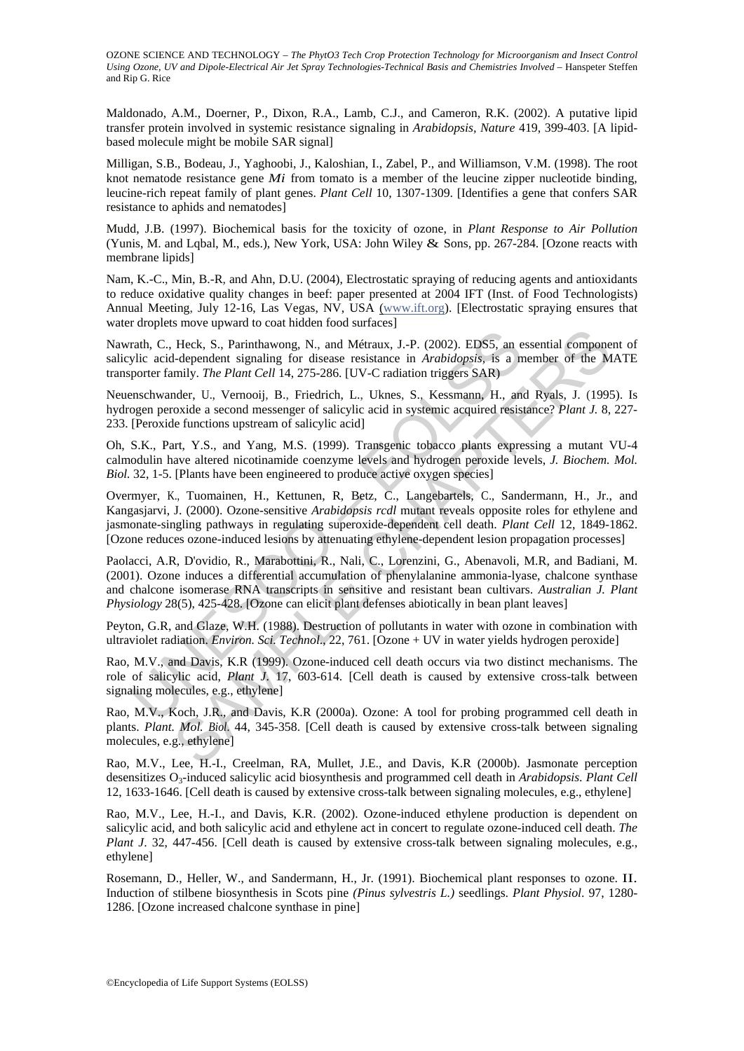Maldonado, A.M., Doerner, P., Dixon, R.A., Lamb, C.J., and Cameron, R.K. (2002). A putative lipid transfer protein involved in systemic resistance signaling in *Arabidopsis*, *Nature* 419, 399-403. [A lipid-based molecule might be mobile SAR signal]

Milligan, S.B., Bodeau, J., Yaghoobi, J., Kaloshian, I., Zabel, P., and Williamson, V.M. (1998). The root knot nematode resistance gene *Mi* from tomato is a member of the leucine zipper nucleotide binding, leucine-rich repeat family of plant genes. *Plant Cell* 10, 1307-1309. [Identifies a gene that confers SAR resistance to aphids and nematodes]

Mudd, J.B. (1997). Biochemical basis for the toxicity of ozone, in *Plant Response to Air Pollution* (Yunis, M. and Lqbal, M., eds.), New York, USA: John Wiley & Sons, pp. 267-284. [Ozone reacts with membrane lipids]

Nam, K.-C., Min, B.-R, and Ahn, D.U. (2004), Electrostatic spraying of reducing agents and antioxidants to reduce oxidative quality changes in beef: paper presented at 2004 IFT (Inst. of Food Technologists) Annual Meeting, July 12-16, Las Vegas, NV, USA (www.ift.org). [Electrostatic spraying ensures that water droplets move upward to coat hidden food surfaces]

Nawrath, C., Heck, S., Parinthawong, N., and Métraux, J.-P. (2002). EDS5, an essential component of salicylic acid-dependent signaling for disease resistance in *Arabidopsis*, is a member of the MATE transporter family. *The Plant Cell* 14, 275-286. [UV-C radiation triggers SAR)

Neuenschwander, U., Vernooij, B., Friedrich, L., Uknes, S., Kessmann, H., and Ryals, J. (1995). Is hydrogen peroxide a second messenger of salicylic acid in systemic acquired resistance? *Plant J.* 8, 227-233. [Peroxide functions upstream of salicylic acid]

Oh, S.K., Part, Y.S., and Yang, M.S. (1999). Transgenic tobacco plants expressing a mutant VU-4 calmodulin have altered nicotinamide coenzyme levels and hydrogen peroxide levels, *J. Biochem. Mol. Biol.* 32, 1-5. [Plants have been engineered to produce active oxygen species]

Overmyer, K., Tuomainen, H., Kettunen, R, Betz, C., Langebartels, C., Sandermann, H., Jr., and Kangasjarvi, J. (2000). Ozone-sensitive *Arabidopsis rcdl* mutant reveals opposite roles for ethylene and jasmonate-singling pathways in regulating superoxide-dependent cell death. *Plant Cell* 12, 1849-1862. [Ozone reduces ozone-induced lesions by attenuating ethylene-dependent lesion propagation processes]

Paolacci, A.R, D'ovidio, R., Marabottini, R., Nali, C., Lorenzini, G., Abenavoli, M.R, and Badiani, M. (2001). Ozone induces a differential accumulation of phenylalanine ammonia-lyase, chalcone synthase and chalcone isomerase RNA transcripts in sensitive and resistant bean cultivars. *Australian J. Plant Physiology* 28(5), 425-428. [Ozone can elicit plant defenses abiotically in bean plant leaves]

Peyton, G.R, and Glaze, W.H. (1988). Destruction of pollutants in water with ozone in combination with ultraviolet radiation. *Environ. Sci. Technol.*, 22, 761. [Ozone + UV in water yields hydrogen peroxide]

Rao, M.V., and Davis, K.R (1999). Ozone-induced cell death occurs via two distinct mechanisms. The role of salicylic acid, *Plant J.* 17, 603-614. [Cell death is caused by extensive cross-talk between signaling molecules, e.g., ethylene]

Rao, M.V., Koch, J.R., and Davis, K.R (2000a). Ozone: A tool for probing programmed cell death in plants. *Plant. Mol. Biol.* 44, 345-358. [Cell death is caused by extensive cross-talk between signaling molecules, e.g., ethylene]

Rao, M.V., Lee, H.-I., Creelman, RA, Mullet, J.E., and Davis, K.R (2000b). Jasmonate perception desensitizes $O_3$-induced salicylic acid biosynthesis and programmed cell death in *Arabidopsis*. *Plant Cell* 12, 1633-1646. [Cell death is caused by extensive cross-talk between signaling molecules, e.g., ethylene]

Rao, M.V., Lee, H.-I., and Davis, K.R. (2002). Ozone-induced ethylene production is dependent on salicylic acid, and both salicylic acid and ethylene act in concert to regulate ozone-induced cell death. *The Plant J*. 32, 447-456. [Cell death is caused by extensive cross-talk between signaling molecules, e.g., ethylene]

Rosemann, D., Heller, W., and Sandermann, H., Jr. (1991). Biochemical plant responses to ozone. II. Induction of stilbene biosynthesis in Scots pine *(Pinus sylvestris L.)* seedlings. *Plant Physiol.* 97, 1280-1286. [Ozone increased chalcone synthase in pine]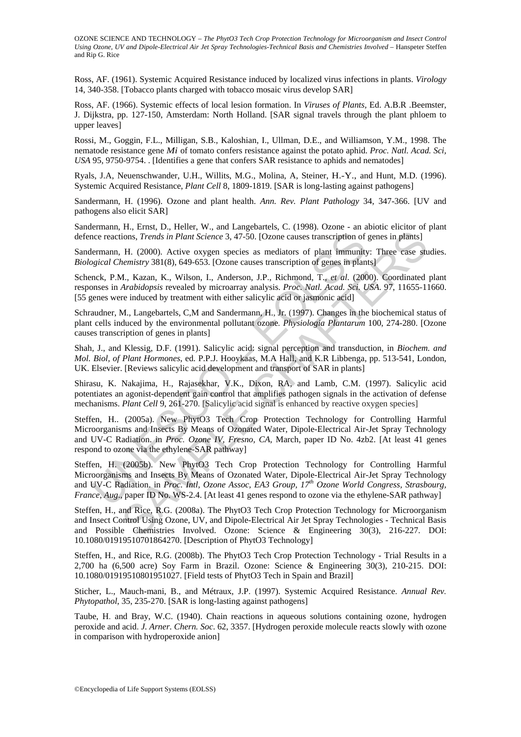Ross, AF. (1961). Systemic Acquired Resistance induced by localized virus infections in plants. *Virology* 14, 340-358. [Tobacco plants charged with tobacco mosaic virus develop SAR]

Ross, AF. (1966). Systemic effects of local lesion formation. In *Viruses of Plants*, Ed. A.B.R .Beemster, J. Dijkstra, pp. 127-150, Amsterdam: North Holland. [SAR signal travels through the plant phloem to upper leaves]

Rossi, M., Goggin, F.L., Milligan, S.B., Kaloshian, I., Ullman, D.E., and Williamson, Y.M., 1998. The nematode resistance gene *Mi* of tomato confers resistance against the potato aphid. *Proc. Natl. Acad. Sci, USA* 95, 9750-9754. . [Identifies a gene that confers SAR resistance to aphids and nematodes]

Ryals, J.A, Neuenschwander, U.H., Willits, M.G., Molina, A, Steiner, H.-Y., and Hunt, M.D. (1996). Systemic Acquired Resistance, *Plant Cell* 8, 1809-1819. [SAR is long-lasting against pathogens]

Sandermann, H. (1996). Ozone and plant health. *Ann. Rev. Plant Pathology* 34, 347-366. [UV and pathogens also elicit SAR]

Sandermann, H., Ernst, D., Heller, W., and Langebartels, C. (1998). Ozone - an abiotic elicitor of plant defence reactions, *Trends in Plant Science* 3, 47-50. [Ozone causes transcription of genes in plants]

Sandermann, H. (2000). Active oxygen species as mediators of plant immunity: Three case studies. *Biological Chemistry* 381(8), 649-653. [Ozone causes transcription of genes in plants]

Schenck, P.M., Kazan, K., Wilson, I., Anderson, J.P., Richmond, T., *et al*. (2000). Coordinated plant responses in *Arabidopsis* revealed by microarray analysis. *Proc. Natl. Acad. Sci. USA*. 97, 11655-11660. [55 genes were induced by treatment with either salicylic acid or jasmonic acid]

Schraudner, M., Langebartels, C,M and Sandermann, H., Jr. (1997). Changes in the biochemical status of plant cells induced by the environmental pollutant ozone. *Physiologia Plantarum* 100, 274-280. [Ozone causes transcription of genes in plants]

Shah, J., and Klessig, D.F. (1991). Salicylic acid: signal perception and transduction, in *Biochem. and Mol. Biol, of Plant Hormones*, ed. P.P.J. Hooykaas, M.A Hall, and K.R Libbenga, pp. 513-541, London, UK. Elsevier. [Reviews salicylic acid development and transport of SAR in plants]

Shirasu, K. Nakajima, H., Rajasekhar, V.K., Dixon, RA, and Lamb, C.M. (1997). Salicylic acid potentiates an agonist-dependent gain control that amplifies pathogen signals in the activation of defense mechanisms. *Plant Cell* 9, 261-270. [Salicylic acid signal is enhanced by reactive oxygen species]

Steffen, H.. (2005a). New PhytO3 Tech Crop Protection Technology for Controlling Harmful Microorganisms and Insects By Means of Ozonated Water, Dipole-Electrical Air-Jet Spray Technology and UV-C Radiation. in *Proc. Ozone IV, Fresno, CA*, March, paper ID No. 4zb2. [At least 41 genes respond to ozone via the ethylene-SAR pathway]

Steffen, H. (2005b). New PhytO3 Tech Crop Protection Technology for Controlling Harmful Microorganisms and Insects By Means of Ozonated Water, Dipole-Electrical Air-Jet Spray Technology and UV-C Radiation. in *Proc. Intl, Ozone Assoc, EA3 Group, 17th Ozone World Congress, Strasbourg, France, Aug*., paper ID No. WS-2.4. [At least 41 genes respond to ozone via the ethylene-SAR pathway]

Steffen, H., and Rice, R.G. (2008a). The PhytO3 Tech Crop Protection Technology for Microorganism and Insect Control Using Ozone, UV, and Dipole-Electrical Air Jet Spray Technologies - Technical Basis and Possible Chemistries Involved. Ozone: Science & Engineering 30(3), 216-227. DOI: 10.1080/01919510701864270. [Description of PhytO3 Technology]

Steffen, H., and Rice, R.G. (2008b). The PhytO3 Tech Crop Protection Technology - Trial Results in a 2,700 ha (6,500 acre) Soy Farm in Brazil. Ozone: Science & Engineering 30(3), 210-215. DOI: 10.1080/01919510801951027. [Field tests of PhytO3 Tech in Spain and Brazil]

Sticher, L., Mauch-mani, B., and Métraux, J.P. (1997). Systemic Acquired Resistance. *Annual Rev. Phytopathol*, 35, 235-270. [SAR is long-lasting against pathogens]

Taube, H. and Bray, W.C. (1940). Chain reactions in aqueous solutions containing ozone, hydrogen peroxide and acid. *J. Arner. Chern. Soc*. 62, 3357. [Hydrogen peroxide molecule reacts slowly with ozone in comparison with hydroperoxide anion]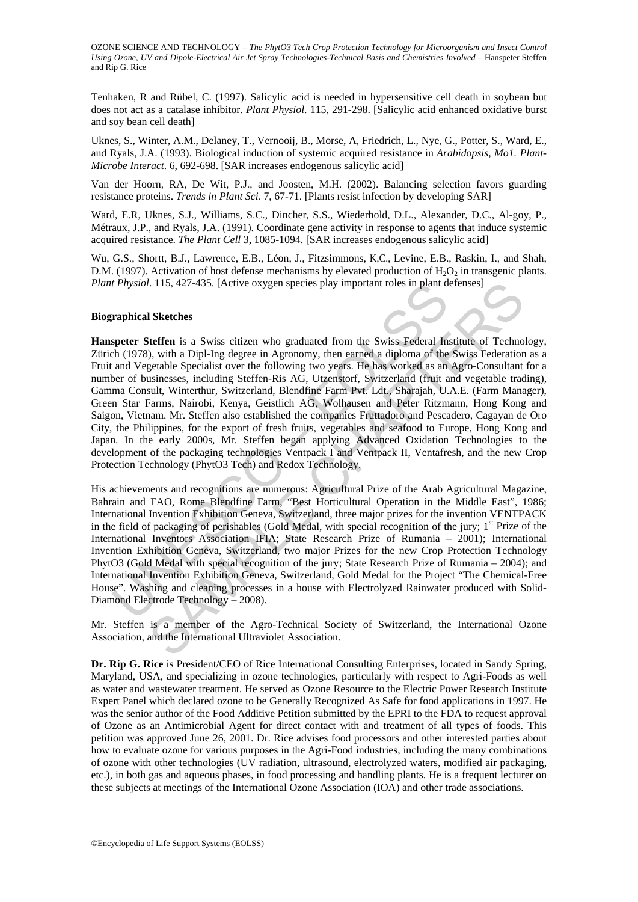Tenhaken, R and Rübel, C. (1997). Salicylic acid is needed in hypersensitive cell death in soybean but does not act as a catalase inhibitor. *Plant Physiol*. 115, 291-298. [Salicylic acid enhanced oxidative burst and soy bean cell death]

Uknes, S., Winter, A.M., Delaney, T., Vernooij, B., Morse, A, Friedrich, L., Nye, G., Potter, S., Ward, E., and Ryals, J.A. (1993). Biological induction of systemic acquired resistance in *Arabidopsis, Mo1. Plant-Microbe Interact*. 6, 692-698. [SAR increases endogenous salicylic acid]

Van der Hoorn, RA, De Wit, P.J., and Joosten, M.H. (2002). Balancing selection favors guarding resistance proteins. *Trends in Plant Sci*. 7, 67-71. [Plants resist infection by developing SAR]

Ward, E.R, Uknes, S.J., Williams, S.C., Dincher, S.S., Wiederhold, D.L., Alexander, D.C., Al-goy, P., Métraux, J.P., and Ryals, J.A. (1991). Coordinate gene activity in response to agents that induce systemic acquired resistance. *The Plant Cell* 3, 1085-1094. [SAR increases endogenous salicylic acid]

Wu, G.S., Shortt, B.J., Lawrence, E.B., Léon, J., Fitzsimmons, K,C., Levine, E.B., Raskin, I., and Shah, D.M. (1997). Activation of host defense mechanisms by elevated production of $H_2O_2$ in transgenic plants. *Plant Physiol*. 115, 427-435. [Active oxygen species play important roles in plant defenses]

**Biographical Sketches**

**Hanspeter Steffen** is a Swiss citizen who graduated from the Swiss Federal Institute of Technology, Zürich (1978), with a Dipl-Ing degree in Agronomy, then earned a diploma of the Swiss Federation as a Fruit and Vegetable Specialist over the following two years. He has worked as an Agro-Consultant for a number of businesses, including Steffen-Ris AG, Utzenstorf, Switzerland (fruit and vegetable trading), Gamma Consult, Winterthur, Switzerland, Blendfine Farm Pvt. Ldt., Sharajah, U.A.E. (Farm Manager), Green Star Farms, Nairobi, Kenya, Geistlich AG, Wolhausen and Peter Ritzmann, Hong Kong and Saigon, Vietnam. Mr. Steffen also established the companies Fruttadoro and Pescadero, Cagayan de Oro City, the Philippines, for the export of fresh fruits, vegetables and seafood to Europe, Hong Kong and Japan. In the early 2000s, Mr. Steffen began applying Advanced Oxidation Technologies to the development of the packaging technologies Ventpack I and Ventpack II, Ventafresh, and the new Crop Protection Technology (PhytO3 Tech) and Redox Technology.

His achievements and recognitions are numerous: Agricultural Prize of the Arab Agricultural Magazine, Bahrain and FAO, Rome Blendfine Farm, "Best Horticultural Operation in the Middle East", 1986; International Invention Exhibition Geneva, Switzerland, three major prizes for the invention VENTPACK in the field of packaging of perishables (Gold Medal, with special recognition of the jury; 1st Prize of the International Inventors Association IFIA; State Research Prize of Rumania – 2001); International Invention Exhibition Geneva, Switzerland, two major Prizes for the new Crop Protection Technology PhytO3 (Gold Medal with special recognition of the jury; State Research Prize of Rumania – 2004); and International Invention Exhibition Geneva, Switzerland, Gold Medal for the Project "The Chemical-Free House". Washing and cleaning processes in a house with Electrolyzed Rainwater produced with Solid-Diamond Electrode Technology – 2008).

Mr. Steffen is a member of the Agro-Technical Society of Switzerland, the International Ozone Association, and the International Ultraviolet Association.

**Dr. Rip G. Rice** is President/CEO of Rice International Consulting Enterprises, located in Sandy Spring, Maryland, USA, and specializing in ozone technologies, particularly with respect to Agri-Foods as well as water and wastewater treatment. He served as Ozone Resource to the Electric Power Research Institute Expert Panel which declared ozone to be Generally Recognized As Safe for food applications in 1997. He was the senior author of the Food Additive Petition submitted by the EPRI to the FDA to request approval of Ozone as an Antimicrobial Agent for direct contact with and treatment of all types of foods. This petition was approved June 26, 2001. Dr. Rice advises food processors and other interested parties about how to evaluate ozone for various purposes in the Agri-Food industries, including the many combinations of ozone with other technologies (UV radiation, ultrasound, electrolyzed waters, modified air packaging, etc.), in both gas and aqueous phases, in food processing and handling plants. He is a frequent lecturer on these subjects at meetings of the International Ozone Association (IOA) and other trade associations.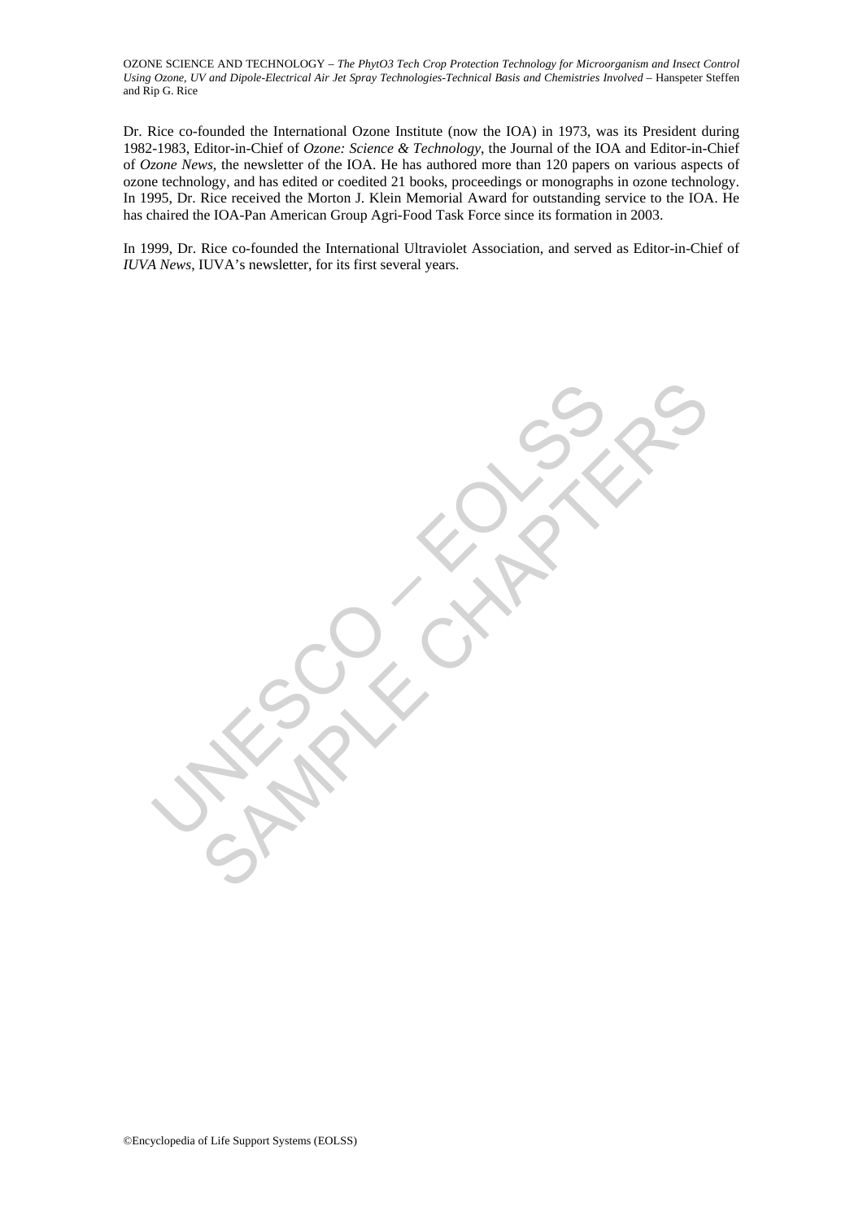Dr. Rice co-founded the International Ozone Institute (now the IOA) in 1973, was its President during 1982-1983, Editor-in-Chief of *Ozone: Science & Technology*, the Journal of the IOA and Editor-in-Chief of *Ozone News*, the newsletter of the IOA. He has authored more than 120 papers on various aspects of ozone technology, and has edited or coedited 21 books, proceedings or monographs in ozone technology. In 1995, Dr. Rice received the Morton J. Klein Memorial Award for outstanding service to the IOA. He has chaired the IOA-Pan American Group Agri-Food Task Force since its formation in 2003.

In 1999, Dr. Rice co-founded the International Ultraviolet Association, and served as Editor-in-Chief of *IUVA News*, IUVA's newsletter, for its first several years.